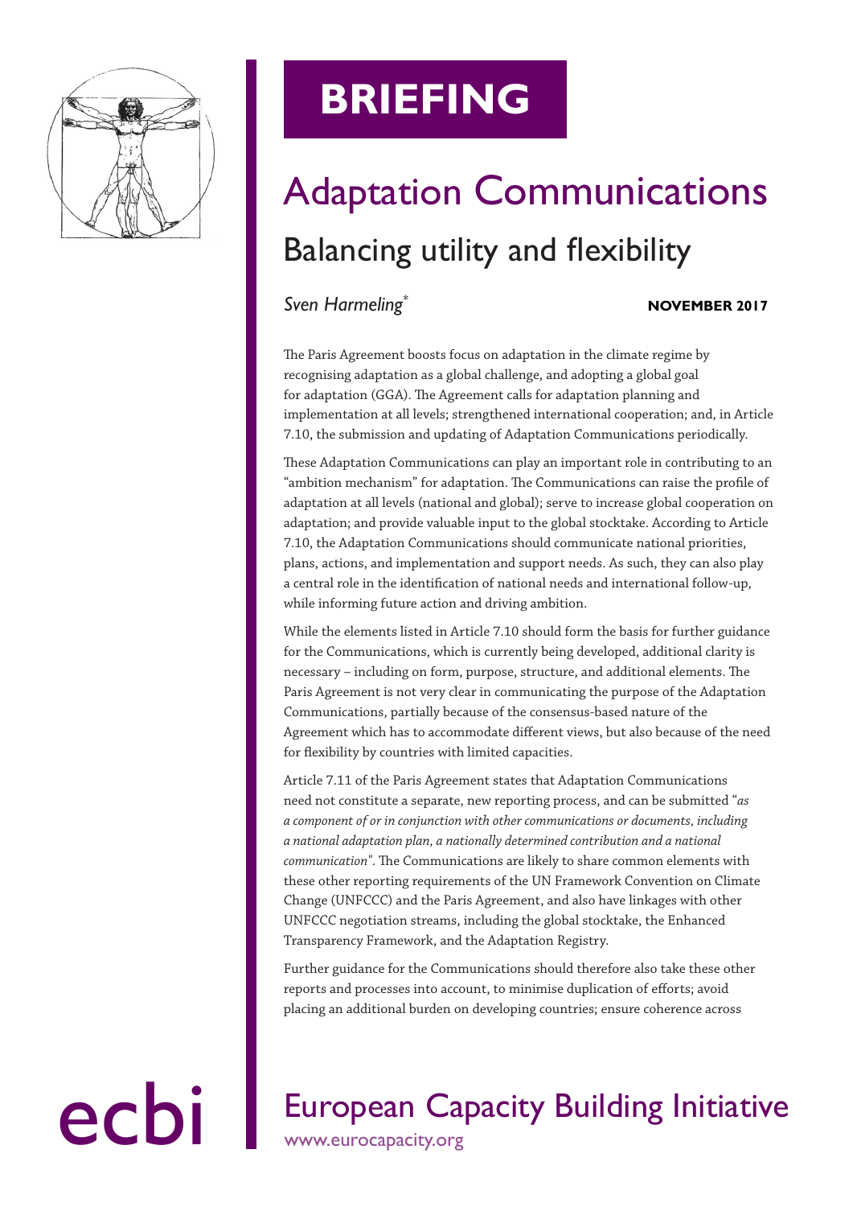# BRIEFING

# Adaptation Communications

## Balancing utility and flexibility

*Sven Harmeling*[*]

**NOVEMBER 2017**

The Paris Agreement boosts focus on adaptation in the climate regime by recognising adaptation as a global challenge, and adopting a global goal for adaptation (GGA). The Agreement calls for adaptation planning and implementation at all levels; strengthened international cooperation; and, in Article 7.10, the submission and updating of Adaptation Communications periodically.

These Adaptation Communications can play an important role in contributing to an "ambition mechanism" for adaptation. The Communications can raise the profile of adaptation at all levels (national and global); serve to increase global cooperation on adaptation; and provide valuable input to the global stocktake. According to Article 7.10, the Adaptation Communications should communicate national priorities, plans, actions, and implementation and support needs. As such, they can also play a central role in the identification of national needs and international follow-up, while informing future action and driving ambition.

While the elements listed in Article 7.10 should form the basis for further guidance for the Communications, which is currently being developed, additional clarity is necessary – including on form, purpose, structure, and additional elements. The Paris Agreement is not very clear in communicating the purpose of the Adaptation Communications, partially because of the consensus-based nature of the Agreement which has to accommodate different views, but also because of the need for flexibility by countries with limited capacities.

Article 7.11 of the Paris Agreement states that Adaptation Communications need not constitute a separate, new reporting process, and can be submitted "*as a component of or in conjunction with other communications or documents, including a national adaptation plan, a nationally determined contribution and a national communication*". The Communications are likely to share common elements with these other reporting requirements of the UN Framework Convention on Climate Change (UNFCCC) and the Paris Agreement, and also have linkages with other UNFCCC negotiation streams, including the global stocktake, the Enhanced Transparency Framework, and the Adaptation Registry.

Further guidance for the Communications should therefore also take these other reports and processes into account, to minimise duplication of efforts; avoid placing an additional burden on developing countries; ensure coherence across

ecbi

European Capacity Building Initiative
www.eurocapacity.org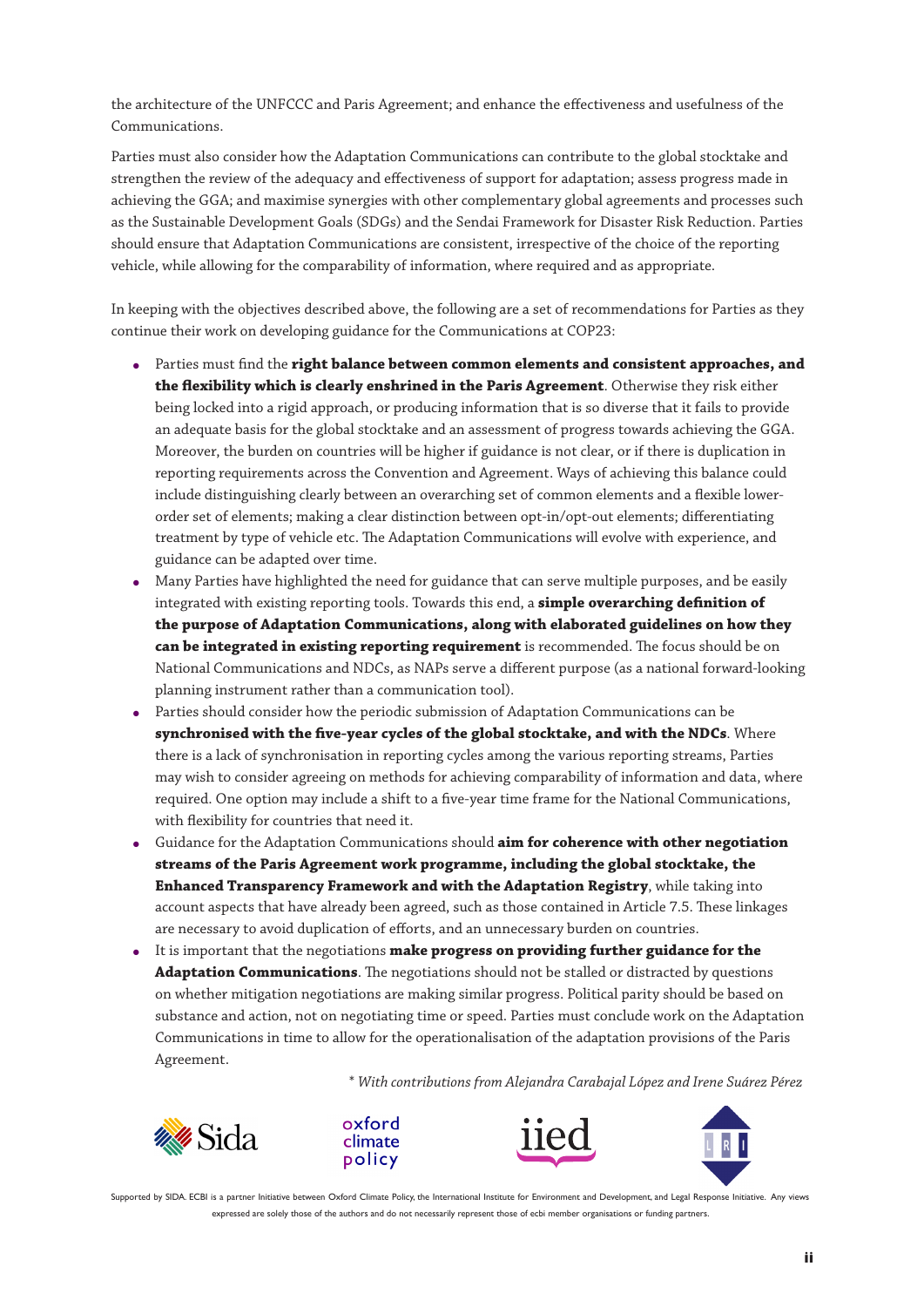the architecture of the UNFCCC and Paris Agreement; and enhance the effectiveness and usefulness of the Communications.

Parties must also consider how the Adaptation Communications can contribute to the global stocktake and strengthen the review of the adequacy and effectiveness of support for adaptation; assess progress made in achieving the GGA; and maximise synergies with other complementary global agreements and processes such as the Sustainable Development Goals (SDGs) and the Sendai Framework for Disaster Risk Reduction. Parties should ensure that Adaptation Communications are consistent, irrespective of the choice of the reporting vehicle, while allowing for the comparability of information, where required and as appropriate.

In keeping with the objectives described above, the following are a set of recommendations for Parties as they continue their work on developing guidance for the Communications at COP23:

- Parties must find the **right balance between common elements and consistent approaches, and the flexibility which is clearly enshrined in the Paris Agreement**. Otherwise they risk either being locked into a rigid approach, or producing information that is so diverse that it fails to provide an adequate basis for the global stocktake and an assessment of progress towards achieving the GGA. Moreover, the burden on countries will be higher if guidance is not clear, or if there is duplication in reporting requirements across the Convention and Agreement. Ways of achieving this balance could include distinguishing clearly between an overarching set of common elements and a flexible lower-order set of elements; making a clear distinction between opt-in/opt-out elements; differentiating treatment by type of vehicle etc. The Adaptation Communications will evolve with experience, and guidance can be adapted over time.
- Many Parties have highlighted the need for guidance that can serve multiple purposes, and be easily integrated with existing reporting tools. Towards this end, a **simple overarching definition of the purpose of Adaptation Communications, along with elaborated guidelines on how they can be integrated in existing reporting requirement** is recommended. The focus should be on National Communications and NDCs, as NAPs serve a different purpose (as a national forward-looking planning instrument rather than a communication tool).
- Parties should consider how the periodic submission of Adaptation Communications can be **synchronised with the five-year cycles of the global stocktake, and with the NDCs**. Where there is a lack of synchronisation in reporting cycles among the various reporting streams, Parties may wish to consider agreeing on methods for achieving comparability of information and data, where required. One option may include a shift to a five-year time frame for the National Communications, with flexibility for countries that need it.
- Guidance for the Adaptation Communications should **aim for coherence with other negotiation streams of the Paris Agreement work programme, including the global stocktake, the Enhanced Transparency Framework and with the Adaptation Registry**, while taking into account aspects that have already been agreed, such as those contained in Article 7.5. These linkages are necessary to avoid duplication of efforts, and an unnecessary burden on countries.
- It is important that the negotiations **make progress on providing further guidance for the Adaptation Communications**. The negotiations should not be stalled or distracted by questions on whether mitigation negotiations are making similar progress. Political parity should be based on substance and action, not on negotiating time or speed. Parties must conclude work on the Adaptation Communications in time to allow for the operationalisation of the adaptation provisions of the Paris Agreement.

*\* With contributions from Alejandra Carabajal López and Irene Suárez Pérez*

Sida — oxford climate policy — iied — LRI

Supported by SIDA. ECBI is a partner Initiative between Oxford Climate Policy, the International Institute for Environment and Development, and Legal Response Initiative. Any views expressed are solely those of the authors and do not necessarily represent those of ecbi member organisations or funding partners.